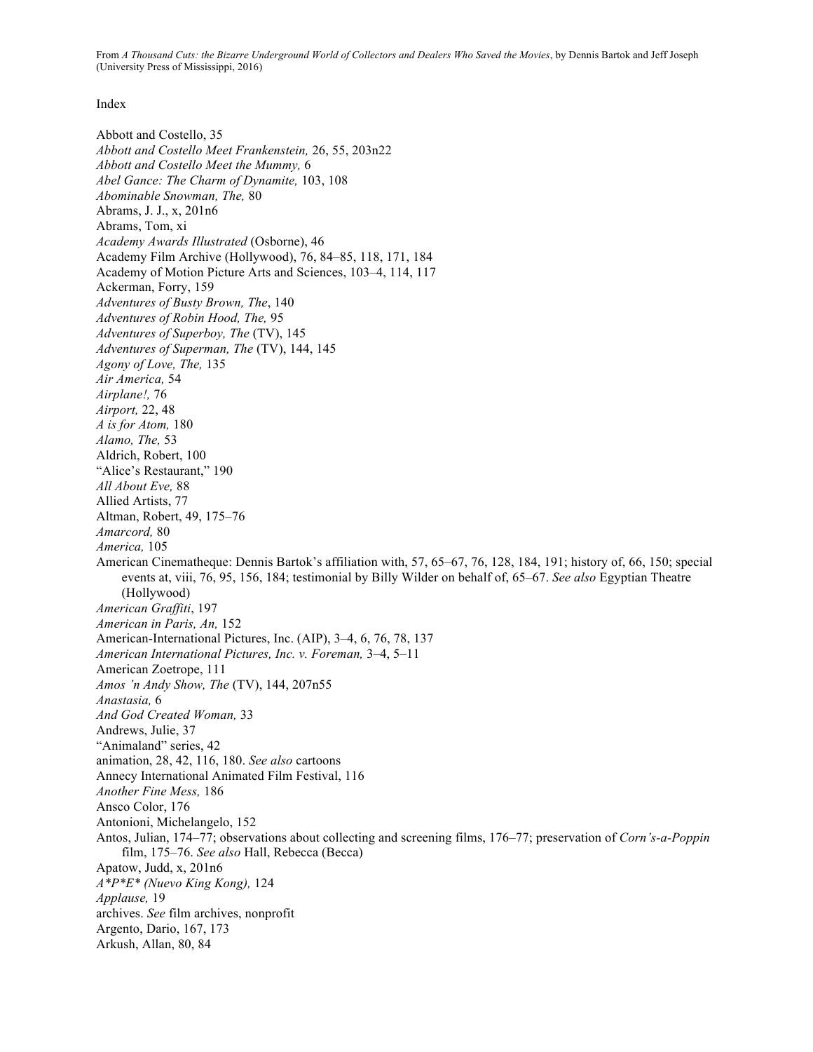From *A Thousand Cuts: the Bizarre Underground World of Collectors and Dealers Who Saved the Movies*, by Dennis Bartok and Jeff Joseph (University Press of Mississippi, 2016)

# Index

Abbott and Costello, 35
*Abbott and Costello Meet Frankenstein,* 26, 55, 203n22
*Abbott and Costello Meet the Mummy,* 6
*Abel Gance: The Charm of Dynamite,* 103, 108
*Abominable Snowman, The,* 80
Abrams, J. J., x, 201n6
Abrams, Tom, xi
*Academy Awards Illustrated* (Osborne), 46
Academy Film Archive (Hollywood), 76, 84–85, 118, 171, 184
Academy of Motion Picture Arts and Sciences, 103–4, 114, 117
Ackerman, Forry, 159
*Adventures of Busty Brown, The*, 140
*Adventures of Robin Hood, The,* 95
*Adventures of Superboy, The* (TV), 145
*Adventures of Superman, The* (TV), 144, 145
*Agony of Love, The,* 135
*Air America,* 54
*Airplane!,* 76
*Airport,* 22, 48
*A is for Atom,* 180
*Alamo, The,* 53
Aldrich, Robert, 100
"Alice's Restaurant," 190
*All About Eve,* 88
Allied Artists, 77
Altman, Robert, 49, 175–76
*Amarcord,* 80
*America,* 105
American Cinematheque: Dennis Bartok's affiliation with, 57, 65–67, 76, 128, 184, 191; history of, 66, 150; special events at, viii, 76, 95, 156, 184; testimonial by Billy Wilder on behalf of, 65–67. *See also* Egyptian Theatre (Hollywood)
*American Graffiti*, 197
*American in Paris, An,* 152
American-International Pictures, Inc. (AIP), 3–4, 6, 76, 78, 137
*American International Pictures, Inc. v. Foreman,* 3–4, 5–11
American Zoetrope, 111
*Amos 'n Andy Show, The* (TV), 144, 207n55
*Anastasia,* 6
*And God Created Woman,* 33
Andrews, Julie, 37
"Animaland" series, 42
animation, 28, 42, 116, 180. *See also* cartoons
Annecy International Animated Film Festival, 116
*Another Fine Mess,* 186
Ansco Color, 176
Antonioni, Michelangelo, 152
Antos, Julian, 174–77; observations about collecting and screening films, 176–77; preservation of *Corn's-a-Poppin* film, 175–76. *See also* Hall, Rebecca (Becca)
Apatow, Judd, x, 201n6
*A*P*E* (Nuevo King Kong),* 124
*Applause,* 19
archives. *See* film archives, nonprofit
Argento, Dario, 167, 173
Arkush, Allan, 80, 84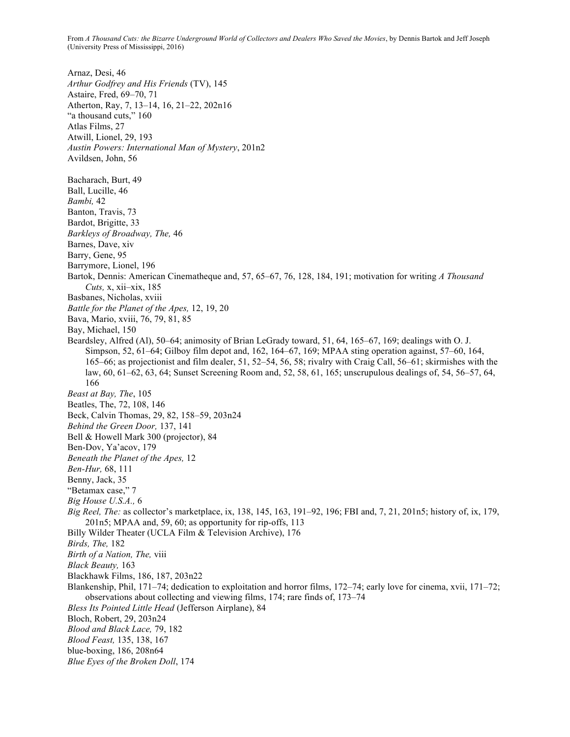Arnaz, Desi, 46
*Arthur Godfrey and His Friends* (TV), 145
Astaire, Fred, 69–70, 71
Atherton, Ray, 7, 13–14, 16, 21–22, 202n16
"a thousand cuts," 160
Atlas Films, 27
Atwill, Lionel, 29, 193
*Austin Powers: International Man of Mystery*, 201n2
Avildsen, John, 56

Bacharach, Burt, 49
Ball, Lucille, 46
*Bambi,* 42
Banton, Travis, 73
Bardot, Brigitte, 33
*Barkleys of Broadway, The,* 46
Barnes, Dave, xiv
Barry, Gene, 95
Barrymore, Lionel, 196
Bartok, Dennis: American Cinematheque and, 57, 65–67, 76, 128, 184, 191; motivation for writing *A Thousand Cuts,* x, xii–xix, 185
Basbanes, Nicholas, xviii
*Battle for the Planet of the Apes,* 12, 19, 20
Bava, Mario, xviii, 76, 79, 81, 85
Bay, Michael, 150
Beardsley, Alfred (Al), 50–64; animosity of Brian LeGrady toward, 51, 64, 165–67, 169; dealings with O. J. Simpson, 52, 61–64; Gilboy film depot and, 162, 164–67, 169; MPAA sting operation against, 57–60, 164, 165–66; as projectionist and film dealer, 51, 52–54, 56, 58; rivalry with Craig Call, 56–61; skirmishes with the law, 60, 61–62, 63, 64; Sunset Screening Room and, 52, 58, 61, 165; unscrupulous dealings of, 54, 56–57, 64, 166
*Beast at Bay, The*, 105
Beatles, The, 72, 108, 146
Beck, Calvin Thomas, 29, 82, 158–59, 203n24
*Behind the Green Door,* 137, 141
Bell & Howell Mark 300 (projector), 84
Ben-Dov, Ya'acov, 179
*Beneath the Planet of the Apes,* 12
*Ben-Hur,* 68, 111
Benny, Jack, 35
"Betamax case," 7
*Big House U.S.A.,* 6
*Big Reel, The:* as collector's marketplace, ix, 138, 145, 163, 191–92, 196; FBI and, 7, 21, 201n5; history of, ix, 179, 201n5; MPAA and, 59, 60; as opportunity for rip-offs, 113
Billy Wilder Theater (UCLA Film & Television Archive), 176
*Birds, The,* 182
*Birth of a Nation, The,* viii
*Black Beauty,* 163
Blackhawk Films, 186, 187, 203n22
Blankenship, Phil, 171–74; dedication to exploitation and horror films, 172–74; early love for cinema, xvii, 171–72; observations about collecting and viewing films, 174; rare finds of, 173–74
*Bless Its Pointed Little Head* (Jefferson Airplane), 84
Bloch, Robert, 29, 203n24
*Blood and Black Lace,* 79, 182
*Blood Feast,* 135, 138, 167
blue-boxing, 186, 208n64
*Blue Eyes of the Broken Doll*, 174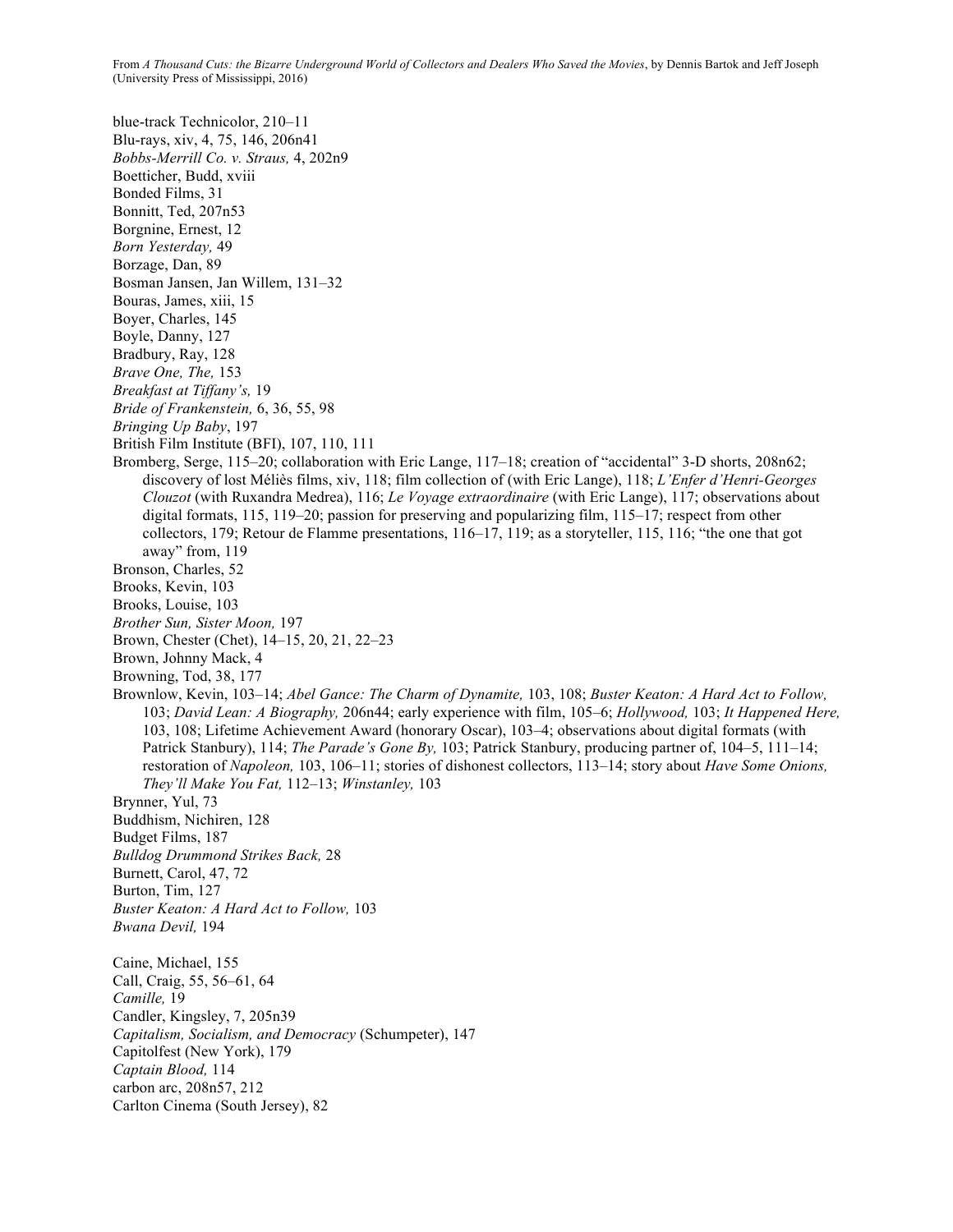From *A Thousand Cuts: the Bizarre Underground World of Collectors and Dealers Who Saved the Movies*, by Dennis Bartok and Jeff Joseph (University Press of Mississippi, 2016)

blue-track Technicolor, 210–11
Blu-rays, xiv, 4, 75, 146, 206n41
*Bobbs-Merrill Co. v. Straus,* 4, 202n9
Boetticher, Budd, xviii
Bonded Films, 31
Bonnitt, Ted, 207n53
Borgnine, Ernest, 12
*Born Yesterday,* 49
Borzage, Dan, 89
Bosman Jansen, Jan Willem, 131–32
Bouras, James, xiii, 15
Boyer, Charles, 145
Boyle, Danny, 127
Bradbury, Ray, 128
*Brave One, The,* 153
*Breakfast at Tiffany's,* 19
*Bride of Frankenstein,* 6, 36, 55, 98
*Bringing Up Baby*, 197
British Film Institute (BFI), 107, 110, 111
Bromberg, Serge, 115–20; collaboration with Eric Lange, 117–18; creation of "accidental" 3-D shorts, 208n62; discovery of lost Méliès films, xiv, 118; film collection of (with Eric Lange), 118; *L'Enfer d'Henri-Georges Clouzot* (with Ruxandra Medrea), 116; *Le Voyage extraordinaire* (with Eric Lange), 117; observations about digital formats, 115, 119–20; passion for preserving and popularizing film, 115–17; respect from other collectors, 179; Retour de Flamme presentations, 116–17, 119; as a storyteller, 115, 116; "the one that got away" from, 119
Bronson, Charles, 52
Brooks, Kevin, 103
Brooks, Louise, 103
*Brother Sun, Sister Moon,* 197
Brown, Chester (Chet), 14–15, 20, 21, 22–23
Brown, Johnny Mack, 4
Browning, Tod, 38, 177
Brownlow, Kevin, 103–14; *Abel Gance: The Charm of Dynamite,* 103, 108; *Buster Keaton: A Hard Act to Follow,* 103; *David Lean: A Biography,* 206n44; early experience with film, 105–6; *Hollywood,* 103; *It Happened Here,* 103, 108; Lifetime Achievement Award (honorary Oscar), 103–4; observations about digital formats (with Patrick Stanbury), 114; *The Parade's Gone By,* 103; Patrick Stanbury, producing partner of, 104–5, 111–14; restoration of *Napoleon,* 103, 106–11; stories of dishonest collectors, 113–14; story about *Have Some Onions, They'll Make You Fat,* 112–13; *Winstanley,* 103
Brynner, Yul, 73
Buddhism, Nichiren, 128
Budget Films, 187
*Bulldog Drummond Strikes Back,* 28
Burnett, Carol, 47, 72
Burton, Tim, 127
*Buster Keaton: A Hard Act to Follow,* 103
*Bwana Devil,* 194

Caine, Michael, 155
Call, Craig, 55, 56–61, 64
*Camille,* 19
Candler, Kingsley, 7, 205n39
*Capitalism, Socialism, and Democracy* (Schumpeter), 147
Capitolfest (New York), 179
*Captain Blood,* 114
carbon arc, 208n57, 212
Carlton Cinema (South Jersey), 82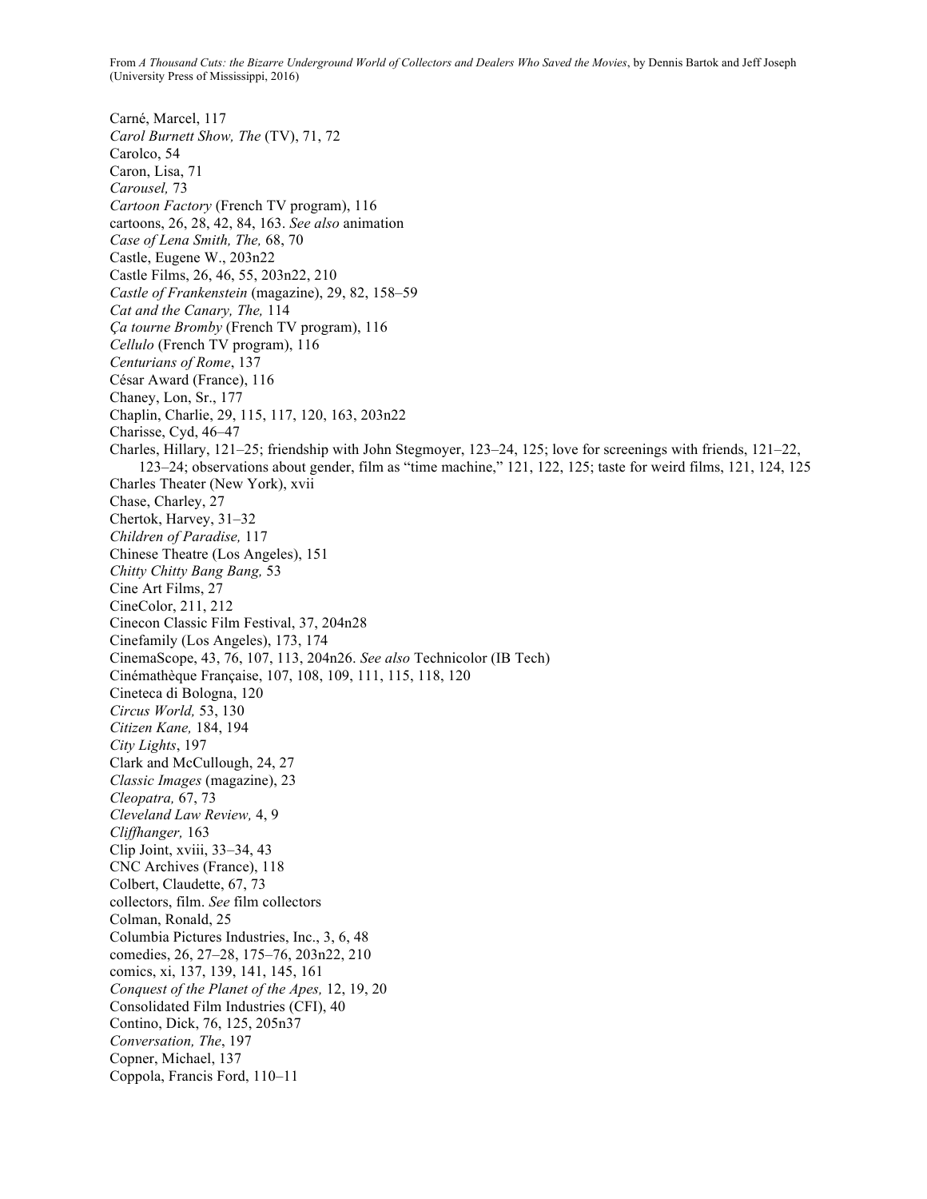Carné, Marcel, 117
*Carol Burnett Show, The* (TV), 71, 72
Carolco, 54
Caron, Lisa, 71
*Carousel,* 73
*Cartoon Factory* (French TV program), 116
cartoons, 26, 28, 42, 84, 163. *See also* animation
*Case of Lena Smith, The,* 68, 70
Castle, Eugene W., 203n22
Castle Films, 26, 46, 55, 203n22, 210
*Castle of Frankenstein* (magazine), 29, 82, 158–59
*Cat and the Canary, The,* 114
*Ça tourne Bromby* (French TV program), 116
*Cellulo* (French TV program), 116
*Centurians of Rome*, 137
César Award (France), 116
Chaney, Lon, Sr., 177
Chaplin, Charlie, 29, 115, 117, 120, 163, 203n22
Charisse, Cyd, 46–47
Charles, Hillary, 121–25; friendship with John Stegmoyer, 123–24, 125; love for screenings with friends, 121–22, 123–24; observations about gender, film as "time machine," 121, 122, 125; taste for weird films, 121, 124, 125
Charles Theater (New York), xvii
Chase, Charley, 27
Chertok, Harvey, 31–32
*Children of Paradise,* 117
Chinese Theatre (Los Angeles), 151
*Chitty Chitty Bang Bang,* 53
Cine Art Films, 27
CineColor, 211, 212
Cinecon Classic Film Festival, 37, 204n28
Cinefamily (Los Angeles), 173, 174
CinemaScope, 43, 76, 107, 113, 204n26. *See also* Technicolor (IB Tech)
Cinémathèque Française, 107, 108, 109, 111, 115, 118, 120
Cineteca di Bologna, 120
*Circus World,* 53, 130
*Citizen Kane,* 184, 194
*City Lights*, 197
Clark and McCullough, 24, 27
*Classic Images* (magazine), 23
*Cleopatra,* 67, 73
*Cleveland Law Review,* 4, 9
*Cliffhanger,* 163
Clip Joint, xviii, 33–34, 43
CNC Archives (France), 118
Colbert, Claudette, 67, 73
collectors, film. *See* film collectors
Colman, Ronald, 25
Columbia Pictures Industries, Inc., 3, 6, 48
comedies, 26, 27–28, 175–76, 203n22, 210
comics, xi, 137, 139, 141, 145, 161
*Conquest of the Planet of the Apes,* 12, 19, 20
Consolidated Film Industries (CFI), 40
Contino, Dick, 76, 125, 205n37
*Conversation, The*, 197
Copner, Michael, 137
Coppola, Francis Ford, 110–11